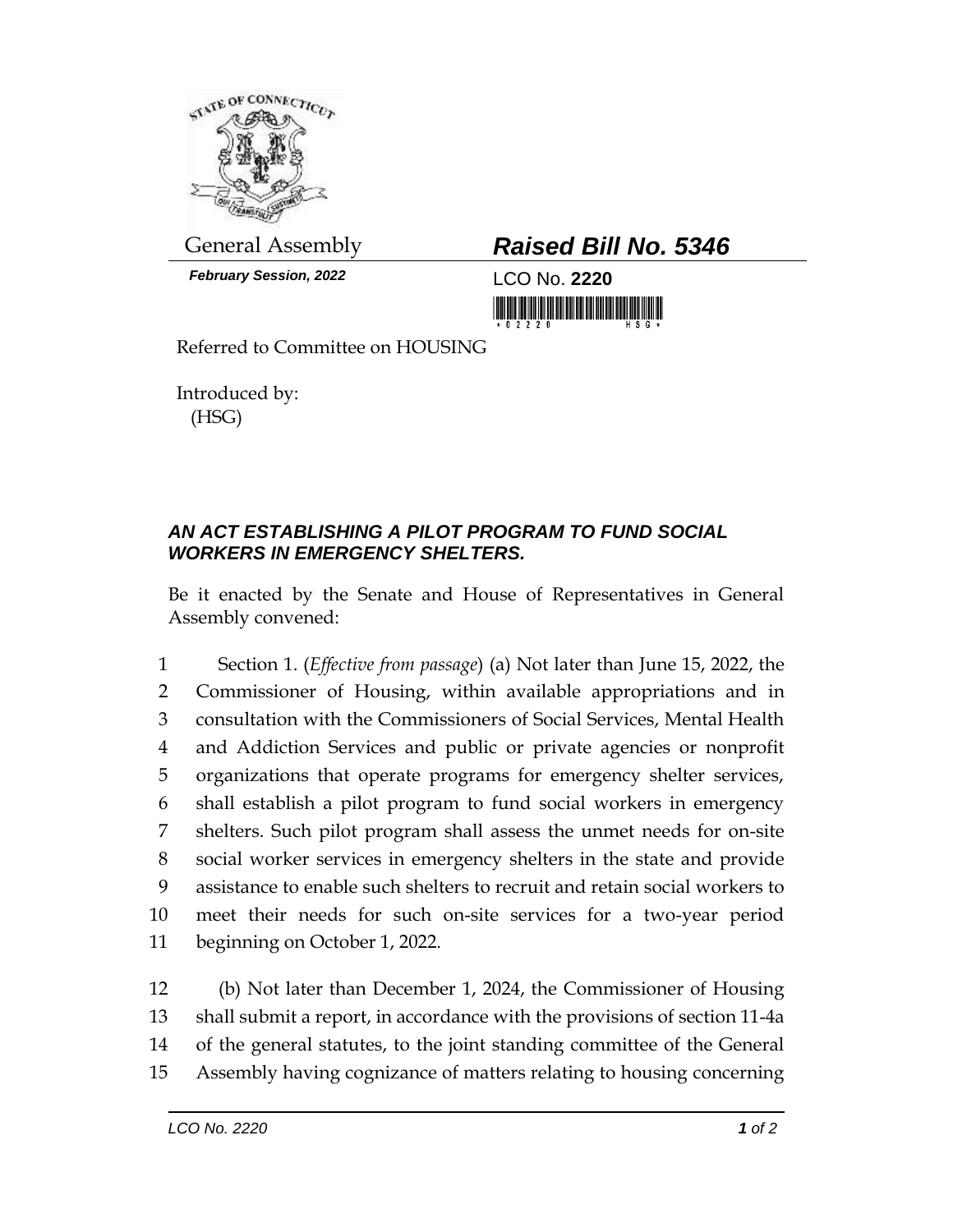General Assembly

***February Session, 2022***

# ***Raised Bill No. 5346***

LCO No. **2220**

Referred to Committee on HOUSING

Introduced by:
(HSG)

## ***AN ACT ESTABLISHING A PILOT PROGRAM TO FUND SOCIAL WORKERS IN EMERGENCY SHELTERS.***

Be it enacted by the Senate and House of Representatives in General Assembly convened:

1 Section 1. (*Effective from passage*) (a) Not later than June 15, 2022, the
2 Commissioner of Housing, within available appropriations and in
3 consultation with the Commissioners of Social Services, Mental Health
4 and Addiction Services and public or private agencies or nonprofit
5 organizations that operate programs for emergency shelter services,
6 shall establish a pilot program to fund social workers in emergency
7 shelters. Such pilot program shall assess the unmet needs for on-site
8 social worker services in emergency shelters in the state and provide
9 assistance to enable such shelters to recruit and retain social workers to
10 meet their needs for such on-site services for a two-year period
11 beginning on October 1, 2022.

12 (b) Not later than December 1, 2024, the Commissioner of Housing
13 shall submit a report, in accordance with the provisions of section 11-4a
14 of the general statutes, to the joint standing committee of the General
15 Assembly having cognizance of matters relating to housing concerning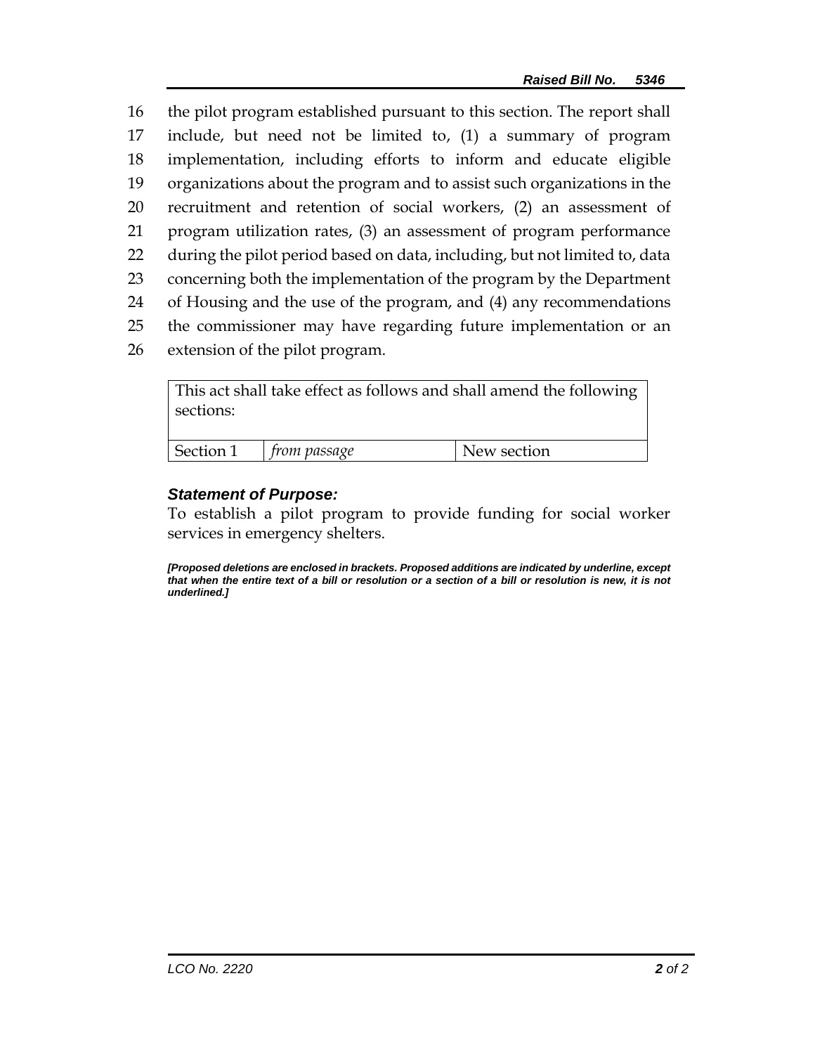16 the pilot program established pursuant to this section. The report shall
17 include, but need not be limited to, (1) a summary of program
18 implementation, including efforts to inform and educate eligible
19 organizations about the program and to assist such organizations in the
20 recruitment and retention of social workers, (2) an assessment of
21 program utilization rates, (3) an assessment of program performance
22 during the pilot period based on data, including, but not limited to, data
23 concerning both the implementation of the program by the Department
24 of Housing and the use of the program, and (4) any recommendations
25 the commissioner may have regarding future implementation or an
26 extension of the pilot program.

| This act shall take effect as follows and shall amend the following sections: | | |
|---|---|---|
| Section 1 | *from passage* | New section |

### *Statement of Purpose:*

To establish a pilot program to provide funding for social worker services in emergency shelters.

***[Proposed deletions are enclosed in brackets. Proposed additions are indicated by underline, except that when the entire text of a bill or resolution or a section of a bill or resolution is new, it is not underlined.]***